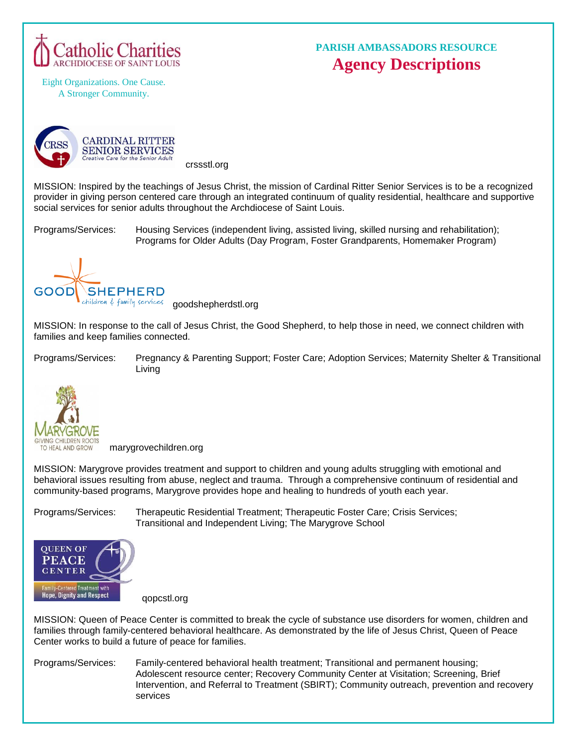Catholic Charities
ARCHDIOCESE OF SAINT LOUIS

Eight Organizations. One Cause.
A Stronger Community.

**PARISH AMBASSADORS RESOURCE**

# Agency Descriptions

## CARDINAL RITTER SENIOR SERVICES

*Creative Care for the Senior Adult*

crssstl.org

MISSION: Inspired by the teachings of Jesus Christ, the mission of Cardinal Ritter Senior Services is to be a recognized provider in giving person centered care through an integrated continuum of quality residential, healthcare and supportive social services for senior adults throughout the Archdiocese of Saint Louis.

Programs/Services: Housing Services (independent living, assisted living, skilled nursing and rehabilitation); Programs for Older Adults (Day Program, Foster Grandparents, Homemaker Program)

## GOOD SHEPHERD

*children & family services*

goodshepherdstl.org

MISSION: In response to the call of Jesus Christ, the Good Shepherd, to help those in need, we connect children with families and keep families connected.

Programs/Services: Pregnancy & Parenting Support; Foster Care; Adoption Services; Maternity Shelter & Transitional Living

## MARYGROVE

GIVING CHILDREN ROOTS TO HEAL AND GROW

marygrovechildren.org

MISSION: Marygrove provides treatment and support to children and young adults struggling with emotional and behavioral issues resulting from abuse, neglect and trauma. Through a comprehensive continuum of residential and community-based programs, Marygrove provides hope and healing to hundreds of youth each year.

Programs/Services: Therapeutic Residential Treatment; Therapeutic Foster Care; Crisis Services; Transitional and Independent Living; The Marygrove School

## QUEEN OF PEACE CENTER

Family-Centered Treatment with Hope, Dignity and Respect

qopcstl.org

MISSION: Queen of Peace Center is committed to break the cycle of substance use disorders for women, children and families through family-centered behavioral healthcare. As demonstrated by the life of Jesus Christ, Queen of Peace Center works to build a future of peace for families.

Programs/Services: Family-centered behavioral health treatment; Transitional and permanent housing; Adolescent resource center; Recovery Community Center at Visitation; Screening, Brief Intervention, and Referral to Treatment (SBIRT); Community outreach, prevention and recovery services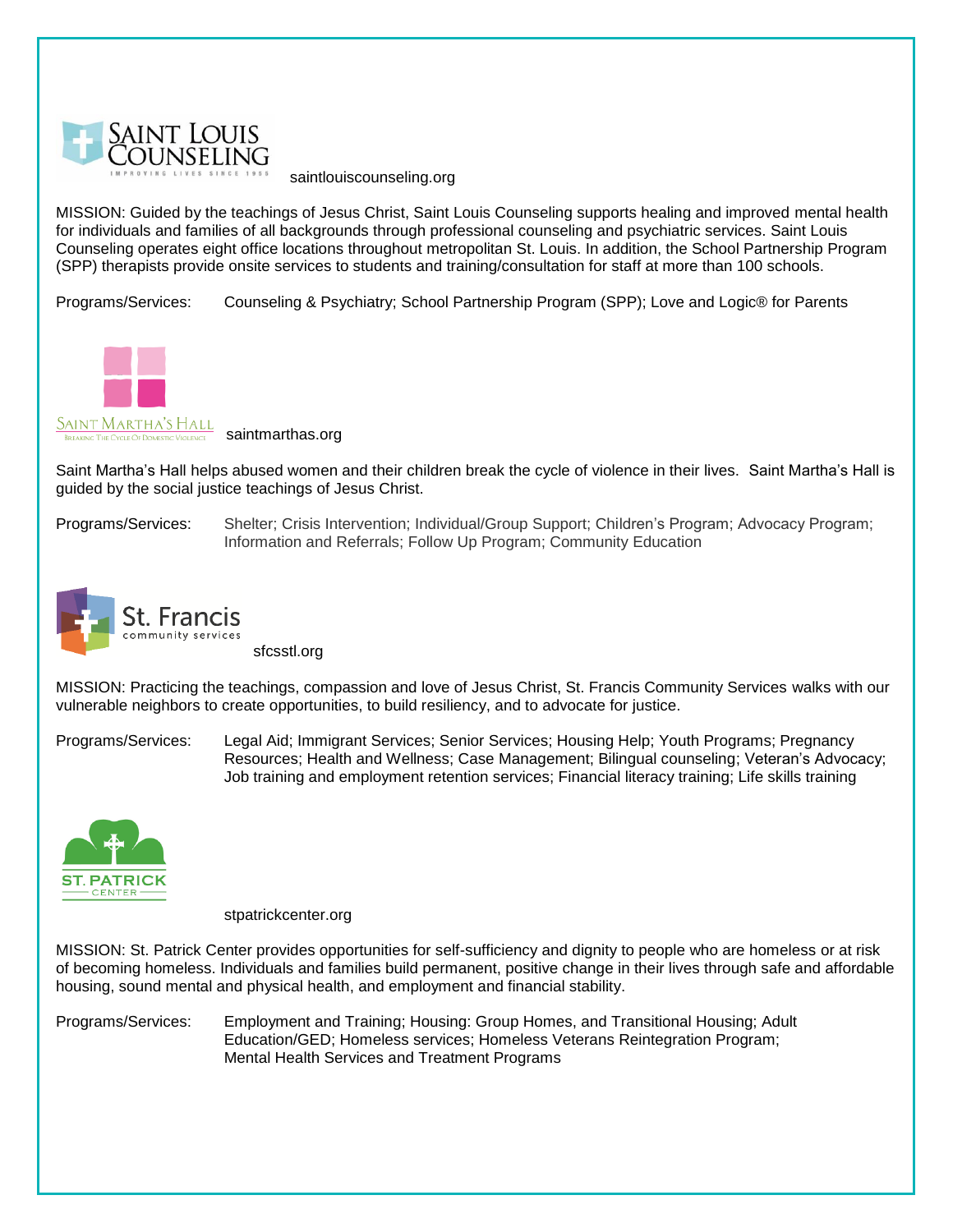SAINT LOUIS COUNSELING
IMPROVING LIVES SINCE 1955

saintlouiscounseling.org

MISSION: Guided by the teachings of Jesus Christ, Saint Louis Counseling supports healing and improved mental health for individuals and families of all backgrounds through professional counseling and psychiatric services. Saint Louis Counseling operates eight office locations throughout metropolitan St. Louis. In addition, the School Partnership Program (SPP) therapists provide onsite services to students and training/consultation for staff at more than 100 schools.

Programs/Services: Counseling & Psychiatry; School Partnership Program (SPP); Love and Logic® for Parents

SAINT MARTHA'S HALL
BREAKING THE CYCLE OF DOMESTIC VIOLENCE

saintmarthas.org

Saint Martha's Hall helps abused women and their children break the cycle of violence in their lives. Saint Martha's Hall is guided by the social justice teachings of Jesus Christ.

Programs/Services: Shelter; Crisis Intervention; Individual/Group Support; Children's Program; Advocacy Program; Information and Referrals; Follow Up Program; Community Education

St. Francis
community services

sfcsstl.org

MISSION: Practicing the teachings, compassion and love of Jesus Christ, St. Francis Community Services walks with our vulnerable neighbors to create opportunities, to build resiliency, and to advocate for justice.

Programs/Services: Legal Aid; Immigrant Services; Senior Services; Housing Help; Youth Programs; Pregnancy Resources; Health and Wellness; Case Management; Bilingual counseling; Veteran's Advocacy; Job training and employment retention services; Financial literacy training; Life skills training

ST. PATRICK
CENTER

stpatrickcenter.org

MISSION: St. Patrick Center provides opportunities for self-sufficiency and dignity to people who are homeless or at risk of becoming homeless. Individuals and families build permanent, positive change in their lives through safe and affordable housing, sound mental and physical health, and employment and financial stability.

Programs/Services: Employment and Training; Housing: Group Homes, and Transitional Housing; Adult Education/GED; Homeless services; Homeless Veterans Reintegration Program; Mental Health Services and Treatment Programs